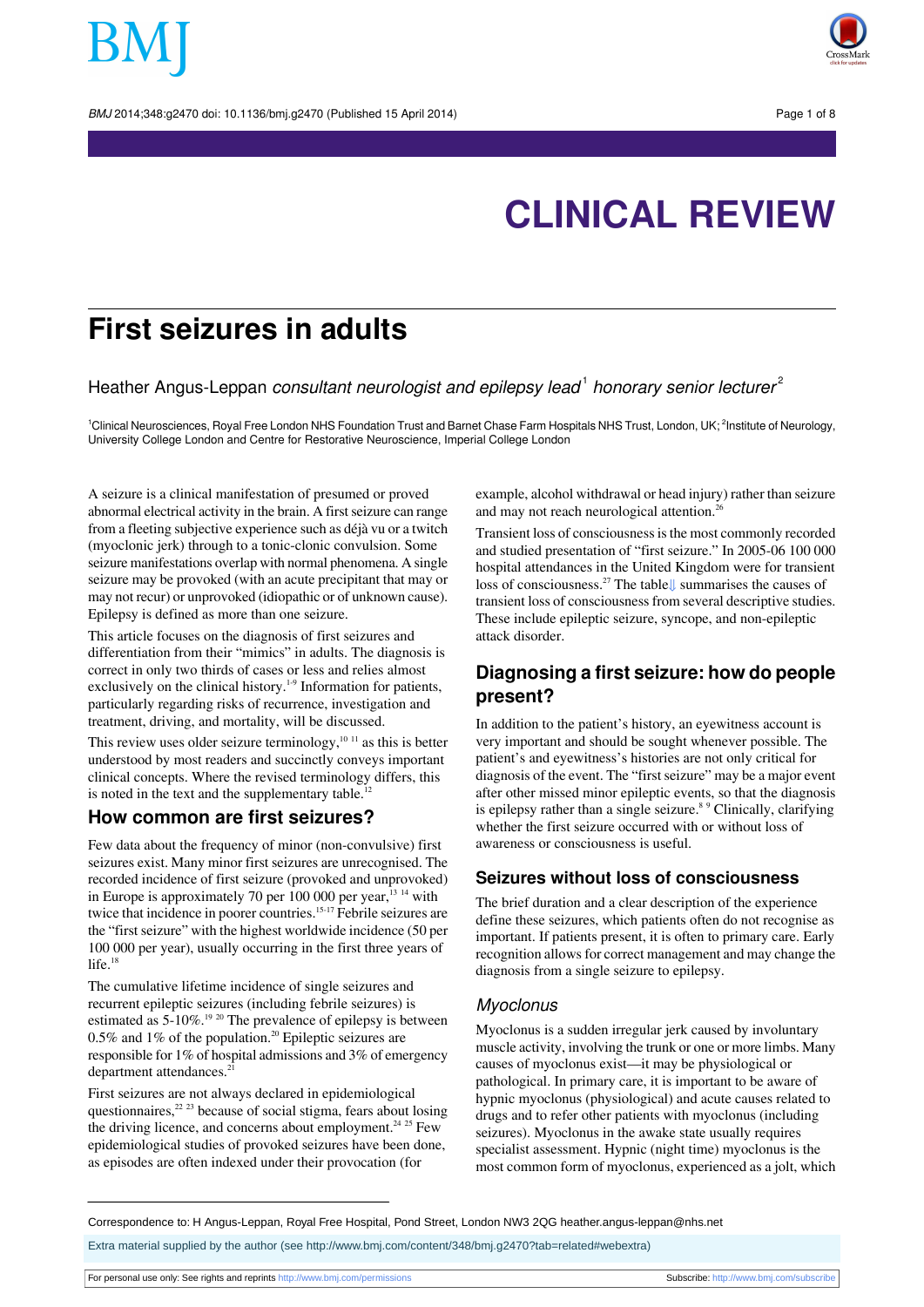CLINICAL REVIEW

# First seizures in adults

Heather Angus-Leppan *consultant neurologist and epilepsy lead*[1] *honorary senior lecturer*[2]

[1]Clinical Neurosciences, Royal Free London NHS Foundation Trust and Barnet Chase Farm Hospitals NHS Trust, London, UK; [2]Institute of Neurology, University College London and Centre for Restorative Neuroscience, Imperial College London

A seizure is a clinical manifestation of presumed or proved abnormal electrical activity in the brain. A first seizure can range from a fleeting subjective experience such as déjà vu or a twitch (myoclonic jerk) through to a tonic-clonic convulsion. Some seizure manifestations overlap with normal phenomena. A single seizure may be provoked (with an acute precipitant that may or may not recur) or unprovoked (idiopathic or of unknown cause). Epilepsy is defined as more than one seizure.

This article focuses on the diagnosis of first seizures and differentiation from their "mimics" in adults. The diagnosis is correct in only two thirds of cases or less and relies almost exclusively on the clinical history.[1-9] Information for patients, particularly regarding risks of recurrence, investigation and treatment, driving, and mortality, will be discussed.

This review uses older seizure terminology,[10 11] as this is better understood by most readers and succinctly conveys important clinical concepts. Where the revised terminology differs, this is noted in the text and the supplementary table.[12]

## How common are first seizures?

Few data about the frequency of minor (non-convulsive) first seizures exist. Many minor first seizures are unrecognised. The recorded incidence of first seizure (provoked and unprovoked) in Europe is approximately 70 per 100 000 per year,[13 14] with twice that incidence in poorer countries.[15-17] Febrile seizures are the "first seizure" with the highest worldwide incidence (50 per 100 000 per year), usually occurring in the first three years of life.[18]

The cumulative lifetime incidence of single seizures and recurrent epileptic seizures (including febrile seizures) is estimated as 5-10%.[19 20] The prevalence of epilepsy is between 0.5% and 1% of the population.[20] Epileptic seizures are responsible for 1% of hospital admissions and 3% of emergency department attendances.[21]

First seizures are not always declared in epidemiological questionnaires,[22 23] because of social stigma, fears about losing the driving licence, and concerns about employment.[24 25] Few epidemiological studies of provoked seizures have been done, as episodes are often indexed under their provocation (for example, alcohol withdrawal or head injury) rather than seizure and may not reach neurological attention.[26]

Transient loss of consciousness is the most commonly recorded and studied presentation of "first seizure." In 2005-06 100 000 hospital attendances in the United Kingdom were for transient loss of consciousness.[27] The table⇓ summarises the causes of transient loss of consciousness from several descriptive studies. These include epileptic seizure, syncope, and non-epileptic attack disorder.

## Diagnosing a first seizure: how do people present?

In addition to the patient's history, an eyewitness account is very important and should be sought whenever possible. The patient's and eyewitness's histories are not only critical for diagnosis of the event. The "first seizure" may be a major event after other missed minor epileptic events, so that the diagnosis is epilepsy rather than a single seizure.[8 9] Clinically, clarifying whether the first seizure occurred with or without loss of awareness or consciousness is useful.

### Seizures without loss of consciousness

The brief duration and a clear description of the experience define these seizures, which patients often do not recognise as important. If patients present, it is often to primary care. Early recognition allows for correct management and may change the diagnosis from a single seizure to epilepsy.

#### *Myoclonus*

Myoclonus is a sudden irregular jerk caused by involuntary muscle activity, involving the trunk or one or more limbs. Many causes of myoclonus exist—it may be physiological or pathological. In primary care, it is important to be aware of hypnic myoclonus (physiological) and acute causes related to drugs and to refer other patients with myoclonus (including seizures). Myoclonus in the awake state usually requires specialist assessment. Hypnic (night time) myoclonus is the most common form of myoclonus, experienced as a jolt, which

Correspondence to: H Angus-Leppan, Royal Free Hospital, Pond Street, London NW3 2QG heather.angus-leppan@nhs.net

Extra material supplied by the author (see http://www.bmj.com/content/348/bmj.g2470?tab=related#webextra)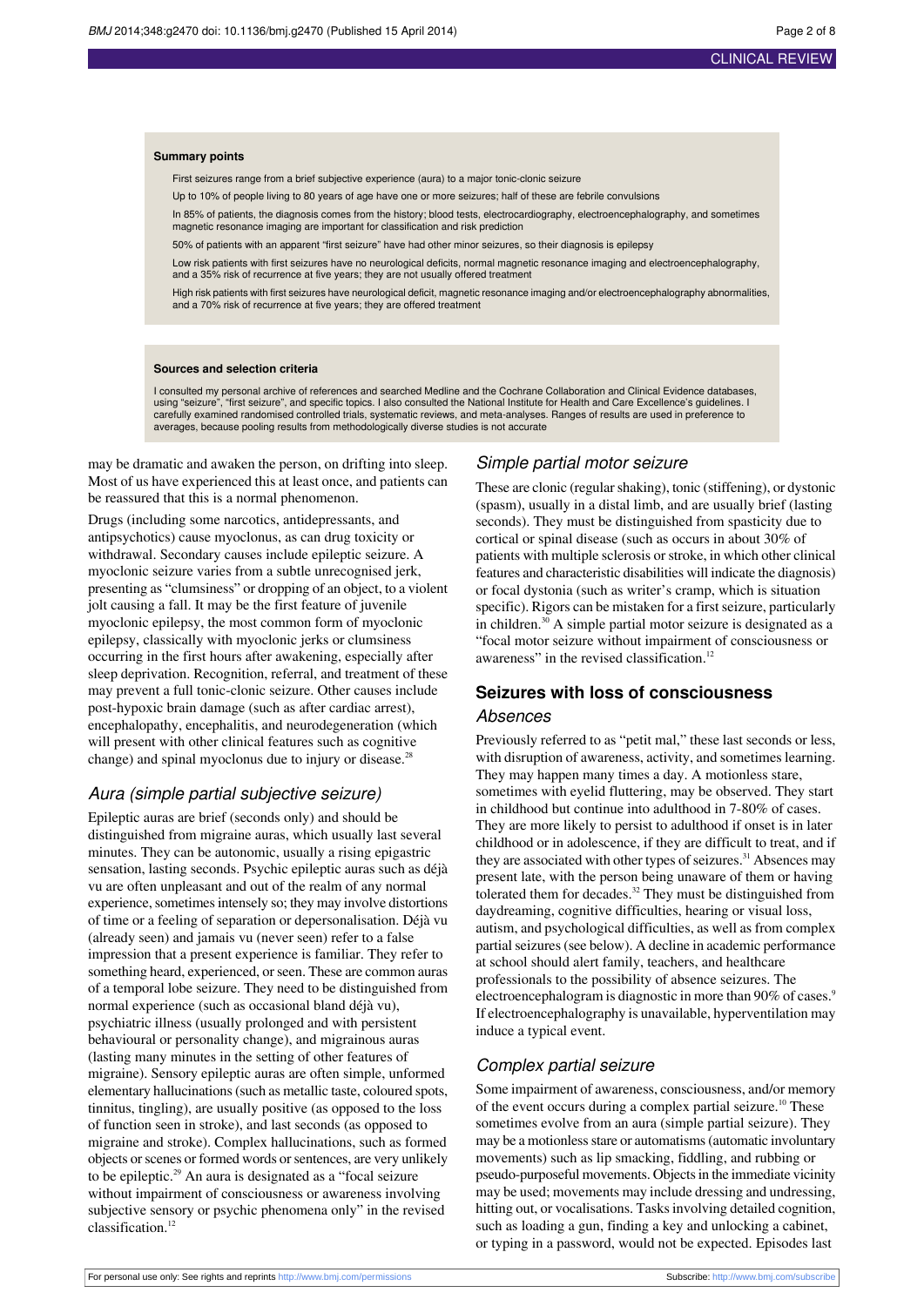**Summary points**

First seizures range from a brief subjective experience (aura) to a major tonic-clonic seizure

Up to 10% of people living to 80 years of age have one or more seizures; half of these are febrile convulsions

In 85% of patients, the diagnosis comes from the history; blood tests, electrocardiography, electroencephalography, and sometimes magnetic resonance imaging are important for classification and risk prediction

50% of patients with an apparent "first seizure" have had other minor seizures, so their diagnosis is epilepsy

Low risk patients with first seizures have no neurological deficits, normal magnetic resonance imaging and electroencephalography, and a 35% risk of recurrence at five years; they are not usually offered treatment

High risk patients with first seizures have neurological deficit, magnetic resonance imaging and/or electroencephalography abnormalities, and a 70% risk of recurrence at five years; they are offered treatment

**Sources and selection criteria**

I consulted my personal archive of references and searched Medline and the Cochrane Collaboration and Clinical Evidence databases, using "seizure", "first seizure", and specific topics. I also consulted the National Institute for Health and Care Excellence's guidelines. I carefully examined randomised controlled trials, systematic reviews, and meta-analyses. Ranges of results are used in preference to averages, because pooling results from methodologically diverse studies is not accurate

may be dramatic and awaken the person, on drifting into sleep. Most of us have experienced this at least once, and patients can be reassured that this is a normal phenomenon.

Drugs (including some narcotics, antidepressants, and antipsychotics) cause myoclonus, as can drug toxicity or withdrawal. Secondary causes include epileptic seizure. A myoclonic seizure varies from a subtle unrecognised jerk, presenting as "clumsiness" or dropping of an object, to a violent jolt causing a fall. It may be the first feature of juvenile myoclonic epilepsy, the most common form of myoclonic epilepsy, classically with myoclonic jerks or clumsiness occurring in the first hours after awakening, especially after sleep deprivation. Recognition, referral, and treatment of these may prevent a full tonic-clonic seizure. Other causes include post-hypoxic brain damage (such as after cardiac arrest), encephalopathy, encephalitis, and neurodegeneration (which will present with other clinical features such as cognitive change) and spinal myoclonus due to injury or disease.[28]

### *Aura (simple partial subjective seizure)*

Epileptic auras are brief (seconds only) and should be distinguished from migraine auras, which usually last several minutes. They can be autonomic, usually a rising epigastric sensation, lasting seconds. Psychic epileptic auras such as déjà vu are often unpleasant and out of the realm of any normal experience, sometimes intensely so; they may involve distortions of time or a feeling of separation or depersonalisation. Déjà vu (already seen) and jamais vu (never seen) refer to a false impression that a present experience is familiar. They refer to something heard, experienced, or seen. These are common auras of a temporal lobe seizure. They need to be distinguished from normal experience (such as occasional bland déjà vu), psychiatric illness (usually prolonged and with persistent behavioural or personality change), and migrainous auras (lasting many minutes in the setting of other features of migraine). Sensory epileptic auras are often simple, unformed elementary hallucinations (such as metallic taste, coloured spots, tinnitus, tingling), are usually positive (as opposed to the loss of function seen in stroke), and last seconds (as opposed to migraine and stroke). Complex hallucinations, such as formed objects or scenes or formed words or sentences, are very unlikely to be epileptic.[29] An aura is designated as a "focal seizure without impairment of consciousness or awareness involving subjective sensory or psychic phenomena only" in the revised classification.[12]

### *Simple partial motor seizure*

These are clonic (regular shaking), tonic (stiffening), or dystonic (spasm), usually in a distal limb, and are usually brief (lasting seconds). They must be distinguished from spasticity due to cortical or spinal disease (such as occurs in about 30% of patients with multiple sclerosis or stroke, in which other clinical features and characteristic disabilities will indicate the diagnosis) or focal dystonia (such as writer's cramp, which is situation specific). Rigors can be mistaken for a first seizure, particularly in children.[30] A simple partial motor seizure is designated as a "focal motor seizure without impairment of consciousness or awareness" in the revised classification.[12]

## Seizures with loss of consciousness

### *Absences*

Previously referred to as "petit mal," these last seconds or less, with disruption of awareness, activity, and sometimes learning. They may happen many times a day. A motionless stare, sometimes with eyelid fluttering, may be observed. They start in childhood but continue into adulthood in 7-80% of cases. They are more likely to persist to adulthood if onset is in later childhood or in adolescence, if they are difficult to treat, and if they are associated with other types of seizures.[31] Absences may present late, with the person being unaware of them or having tolerated them for decades.[32] They must be distinguished from daydreaming, cognitive difficulties, hearing or visual loss, autism, and psychological difficulties, as well as from complex partial seizures (see below). A decline in academic performance at school should alert family, teachers, and healthcare professionals to the possibility of absence seizures. The electroencephalogram is diagnostic in more than 90% of cases.[9] If electroencephalography is unavailable, hyperventilation may induce a typical event.

### *Complex partial seizure*

Some impairment of awareness, consciousness, and/or memory of the event occurs during a complex partial seizure.[10] These sometimes evolve from an aura (simple partial seizure). They may be a motionless stare or automatisms (automatic involuntary movements) such as lip smacking, fiddling, and rubbing or pseudo-purposeful movements. Objects in the immediate vicinity may be used; movements may include dressing and undressing, hitting out, or vocalisations. Tasks involving detailed cognition, such as loading a gun, finding a key and unlocking a cabinet, or typing in a password, would not be expected. Episodes last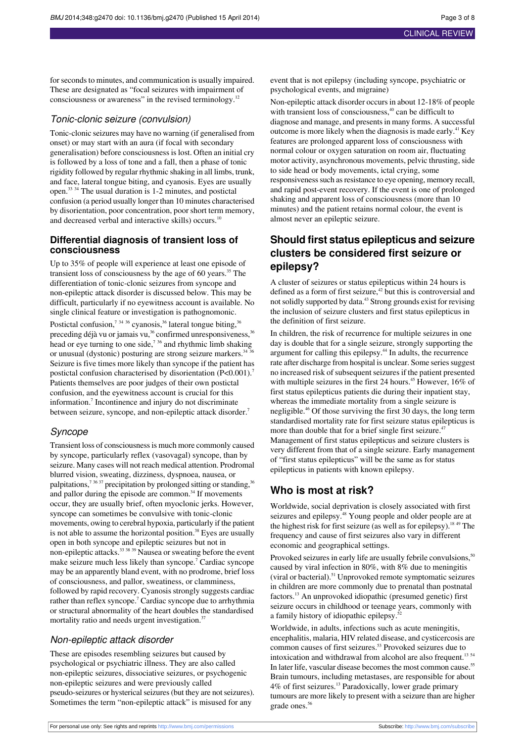for seconds to minutes, and communication is usually impaired. These are designated as "focal seizures with impairment of consciousness or awareness" in the revised terminology.[12]

### Tonic-clonic seizure (convulsion)

Tonic-clonic seizures may have no warning (if generalised from onset) or may start with an aura (if focal with secondary generalisation) before consciousness is lost. Often an initial cry is followed by a loss of tone and a fall, then a phase of tonic rigidity followed by regular rhythmic shaking in all limbs, trunk, and face, lateral tongue biting, and cyanosis. Eyes are usually open.[33 34] The usual duration is 1-2 minutes, and postictal confusion (a period usually longer than 10 minutes characterised by disorientation, poor concentration, poor short term memory, and decreased verbal and interactive skills) occurs.[10]

## Differential diagnosis of transient loss of consciousness

Up to 35% of people will experience at least one episode of transient loss of consciousness by the age of 60 years.[35] The differentiation of tonic-clonic seizures from syncope and non-epileptic attack disorder is discussed below. This may be difficult, particularly if no eyewitness account is available. No single clinical feature or investigation is pathognomonic.

Postictal confusion,[7 34 36] cyanosis,[36] lateral tongue biting,[36] preceding déjà vu or jamais vu,[36] confirmed unresponsiveness,[36] head or eye turning to one side,[7 36] and rhythmic limb shaking or unusual (dystonic) posturing are strong seizure markers.[34 36] Seizure is five times more likely than syncope if the patient has postictal confusion characterised by disorientation ($P<0.001$).[7] Patients themselves are poor judges of their own postictal confusion, and the eyewitness account is crucial for this information.[7] Incontinence and injury do not discriminate between seizure, syncope, and non-epileptic attack disorder.[7]

### Syncope

Transient loss of consciousness is much more commonly caused by syncope, particularly reflex (vasovagal) syncope, than by seizure. Many cases will not reach medical attention. Prodromal blurred vision, sweating, dizziness, dyspnoea, nausea, or palpitations,[7 36 37] precipitation by prolonged sitting or standing,[36] and pallor during the episode are common.[34] If movements occur, they are usually brief, often myoclonic jerks. However, syncope can sometimes be convulsive with tonic-clonic movements, owing to cerebral hypoxia, particularly if the patient is not able to assume the horizontal position.[38] Eyes are usually open in both syncope and epileptic seizures but not in non-epileptic attacks.[33 38 39] Nausea or sweating before the event make seizure much less likely than syncope.[7] Cardiac syncope may be an apparently bland event, with no prodrome, brief loss of consciousness, and pallor, sweatiness, or clamminess, followed by rapid recovery. Cyanosis strongly suggests cardiac rather than reflex syncope.[7] Cardiac syncope due to arrhythmia or structural abnormality of the heart doubles the standardised mortality ratio and needs urgent investigation.[37]

### Non-epileptic attack disorder

These are episodes resembling seizures but caused by psychological or psychiatric illness. They are also called non-epileptic seizures, dissociative seizures, or psychogenic non-epileptic seizures and were previously called pseudo-seizures or hysterical seizures (but they are not seizures). Sometimes the term "non-epileptic attack" is misused for any event that is not epilepsy (including syncope, psychiatric or psychological events, and migraine)

Non-epileptic attack disorder occurs in about 12-18% of people with transient loss of consciousness,[40] can be difficult to diagnose and manage, and presents in many forms. A successful outcome is more likely when the diagnosis is made early.[41] Key features are prolonged apparent loss of consciousness with normal colour or oxygen saturation on room air, fluctuating motor activity, asynchronous movements, pelvic thrusting, side to side head or body movements, ictal crying, some responsiveness such as resistance to eye opening, memory recall, and rapid post-event recovery. If the event is one of prolonged shaking and apparent loss of consciousness (more than 10 minutes) and the patient retains normal colour, the event is almost never an epileptic seizure.

## Should first status epilepticus and seizure clusters be considered first seizure or epilepsy?

A cluster of seizures or status epilepticus within 24 hours is defined as a form of first seizure,[42] but this is controversial and not solidly supported by data.[43] Strong grounds exist for revising the inclusion of seizure clusters and first status epilepticus in the definition of first seizure.

In children, the risk of recurrence for multiple seizures in one day is double that for a single seizure, strongly supporting the argument for calling this epilepsy.[44] In adults, the recurrence rate after discharge from hospital is unclear. Some series suggest no increased risk of subsequent seizures if the patient presented with multiple seizures in the first 24 hours.[45] However, 16% of first status epilepticus patients die during their inpatient stay, whereas the immediate mortality from a single seizure is negligible.[46] Of those surviving the first 30 days, the long term standardised mortality rate for first seizure status epilepticus is more than double that for a brief single first seizure.[47] Management of first status epilepticus and seizure clusters is very different from that of a single seizure. Early management of "first status epilepticus" will be the same as for status epilepticus in patients with known epilepsy.

## Who is most at risk?

Worldwide, social deprivation is closely associated with first seizures and epilepsy.[48] Young people and older people are at the highest risk for first seizure (as well as for epilepsy).[18 49] The frequency and cause of first seizures also vary in different economic and geographical settings.

Provoked seizures in early life are usually febrile convulsions,[50] caused by viral infection in 80%, with 8% due to meningitis (viral or bacterial).[51] Unprovoked remote symptomatic seizures in children are more commonly due to prenatal than postnatal factors.[13] An unprovoked idiopathic (presumed genetic) first seizure occurs in childhood or teenage years, commonly with a family history of idiopathic epilepsy.[52]

Worldwide, in adults, infections such as acute meningitis, encephalitis, malaria, HIV related disease, and cysticercosis are common causes of first seizures.[53] Provoked seizures due to intoxication and withdrawal from alcohol are also frequent.[13 54] In later life, vascular disease becomes the most common cause.[55] Brain tumours, including metastases, are responsible for about 4% of first seizures.[13] Paradoxically, lower grade primary tumours are more likely to present with a seizure than are higher grade ones.[56]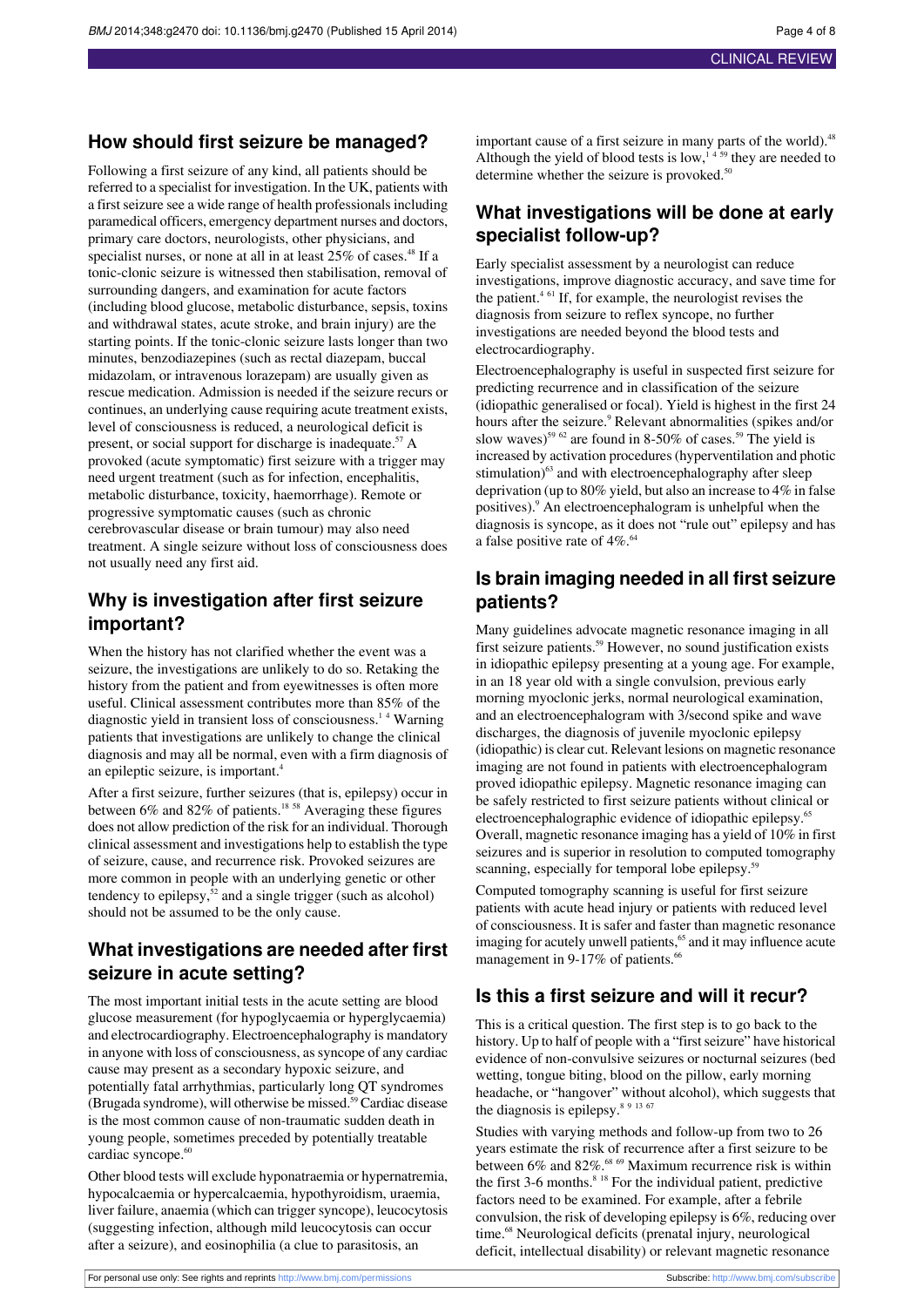## How should first seizure be managed?

Following a first seizure of any kind, all patients should be referred to a specialist for investigation. In the UK, patients with a first seizure see a wide range of health professionals including paramedical officers, emergency department nurses and doctors, primary care doctors, neurologists, other physicians, and specialist nurses, or none at all in at least 25% of cases.[48] If a tonic-clonic seizure is witnessed then stabilisation, removal of surrounding dangers, and examination for acute factors (including blood glucose, metabolic disturbance, sepsis, toxins and withdrawal states, acute stroke, and brain injury) are the starting points. If the tonic-clonic seizure lasts longer than two minutes, benzodiazepines (such as rectal diazepam, buccal midazolam, or intravenous lorazepam) are usually given as rescue medication. Admission is needed if the seizure recurs or continues, an underlying cause requiring acute treatment exists, level of consciousness is reduced, a neurological deficit is present, or social support for discharge is inadequate.[57] A provoked (acute symptomatic) first seizure with a trigger may need urgent treatment (such as for infection, encephalitis, metabolic disturbance, toxicity, haemorrhage). Remote or progressive symptomatic causes (such as chronic cerebrovascular disease or brain tumour) may also need treatment. A single seizure without loss of consciousness does not usually need any first aid.

## Why is investigation after first seizure important?

When the history has not clarified whether the event was a seizure, the investigations are unlikely to do so. Retaking the history from the patient and from eyewitnesses is often more useful. Clinical assessment contributes more than 85% of the diagnostic yield in transient loss of consciousness.[1 4] Warning patients that investigations are unlikely to change the clinical diagnosis and may all be normal, even with a firm diagnosis of an epileptic seizure, is important.[4]

After a first seizure, further seizures (that is, epilepsy) occur in between 6% and 82% of patients.[18 58] Averaging these figures does not allow prediction of the risk for an individual. Thorough clinical assessment and investigations help to establish the type of seizure, cause, and recurrence risk. Provoked seizures are more common in people with an underlying genetic or other tendency to epilepsy,[52] and a single trigger (such as alcohol) should not be assumed to be the only cause.

## What investigations are needed after first seizure in acute setting?

The most important initial tests in the acute setting are blood glucose measurement (for hypoglycaemia or hyperglycaemia) and electrocardiography. Electroencephalography is mandatory in anyone with loss of consciousness, as syncope of any cardiac cause may present as a secondary hypoxic seizure, and potentially fatal arrhythmias, particularly long QT syndromes (Brugada syndrome), will otherwise be missed.[59] Cardiac disease is the most common cause of non-traumatic sudden death in young people, sometimes preceded by potentially treatable cardiac syncope.[60]

Other blood tests will exclude hyponatraemia or hypernatremia, hypocalcaemia or hypercalcaemia, hypothyroidism, uraemia, liver failure, anaemia (which can trigger syncope), leucocytosis (suggesting infection, although mild leucocytosis can occur after a seizure), and eosinophilia (a clue to parasitosis, an important cause of a first seizure in many parts of the world).[48] Although the yield of blood tests is low,[1 4 59] they are needed to determine whether the seizure is provoked.[50]

## What investigations will be done at early specialist follow-up?

Early specialist assessment by a neurologist can reduce investigations, improve diagnostic accuracy, and save time for the patient.[4 61] If, for example, the neurologist revises the diagnosis from seizure to reflex syncope, no further investigations are needed beyond the blood tests and electrocardiography.

Electroencephalography is useful in suspected first seizure for predicting recurrence and in classification of the seizure (idiopathic generalised or focal). Yield is highest in the first 24 hours after the seizure.[9] Relevant abnormalities (spikes and/or slow waves)[59 62] are found in 8-50% of cases.[59] The yield is increased by activation procedures (hyperventilation and photic stimulation)[63] and with electroencephalography after sleep deprivation (up to 80% yield, but also an increase to 4% in false positives).[9] An electroencephalogram is unhelpful when the diagnosis is syncope, as it does not "rule out" epilepsy and has a false positive rate of 4%.[64]

## Is brain imaging needed in all first seizure patients?

Many guidelines advocate magnetic resonance imaging in all first seizure patients.[59] However, no sound justification exists in idiopathic epilepsy presenting at a young age. For example, in an 18 year old with a single convulsion, previous early morning myoclonic jerks, normal neurological examination, and an electroencephalogram with 3/second spike and wave discharges, the diagnosis of juvenile myoclonic epilepsy (idiopathic) is clear cut. Relevant lesions on magnetic resonance imaging are not found in patients with electroencephalogram proved idiopathic epilepsy. Magnetic resonance imaging can be safely restricted to first seizure patients without clinical or electroencephalographic evidence of idiopathic epilepsy.[65] Overall, magnetic resonance imaging has a yield of 10% in first seizures and is superior in resolution to computed tomography scanning, especially for temporal lobe epilepsy.[59]

Computed tomography scanning is useful for first seizure patients with acute head injury or patients with reduced level of consciousness. It is safer and faster than magnetic resonance imaging for acutely unwell patients,[65] and it may influence acute management in 9-17% of patients.[66]

## Is this a first seizure and will it recur?

This is a critical question. The first step is to go back to the history. Up to half of people with a "first seizure" have historical evidence of non-convulsive seizures or nocturnal seizures (bed wetting, tongue biting, blood on the pillow, early morning headache, or "hangover" without alcohol), which suggests that the diagnosis is epilepsy.[8 9 13 67]

Studies with varying methods and follow-up from two to 26 years estimate the risk of recurrence after a first seizure to be between 6% and 82%.[68 69] Maximum recurrence risk is within the first 3-6 months.[8 18] For the individual patient, predictive factors need to be examined. For example, after a febrile convulsion, the risk of developing epilepsy is 6%, reducing over time.[68] Neurological deficits (prenatal injury, neurological deficit, intellectual disability) or relevant magnetic resonance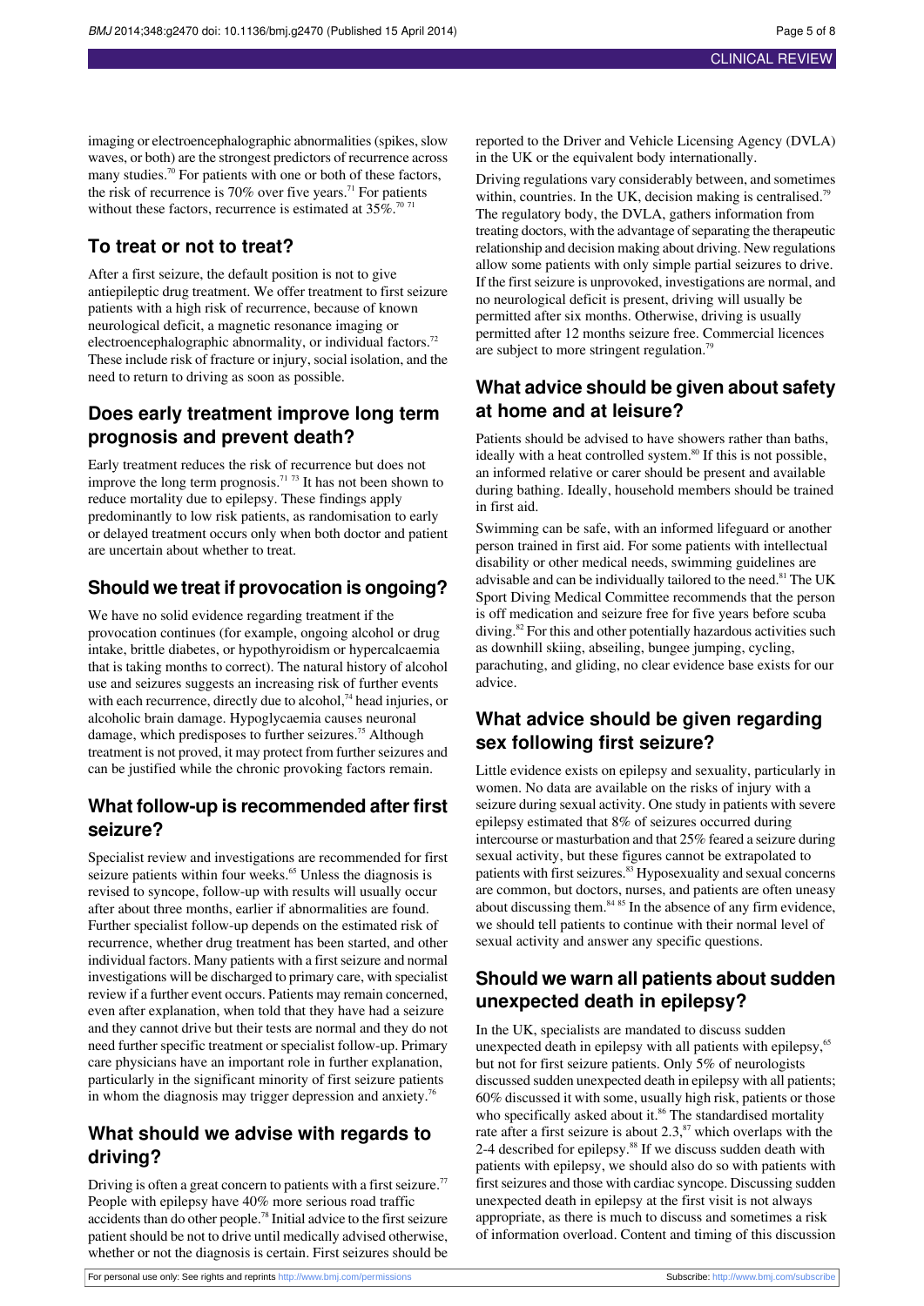imaging or electroencephalographic abnormalities (spikes, slow waves, or both) are the strongest predictors of recurrence across many studies.[70] For patients with one or both of these factors, the risk of recurrence is 70% over five years.[71] For patients without these factors, recurrence is estimated at 35%.[70 71]

## To treat or not to treat?

After a first seizure, the default position is not to give antiepileptic drug treatment. We offer treatment to first seizure patients with a high risk of recurrence, because of known neurological deficit, a magnetic resonance imaging or electroencephalographic abnormality, or individual factors.[72] These include risk of fracture or injury, social isolation, and the need to return to driving as soon as possible.

## Does early treatment improve long term prognosis and prevent death?

Early treatment reduces the risk of recurrence but does not improve the long term prognosis.[71 73] It has not been shown to reduce mortality due to epilepsy. These findings apply predominantly to low risk patients, as randomisation to early or delayed treatment occurs only when both doctor and patient are uncertain about whether to treat.

## Should we treat if provocation is ongoing?

We have no solid evidence regarding treatment if the provocation continues (for example, ongoing alcohol or drug intake, brittle diabetes, or hypothyroidism or hypercalcaemia that is taking months to correct). The natural history of alcohol use and seizures suggests an increasing risk of further events with each recurrence, directly due to alcohol,[74] head injuries, or alcoholic brain damage. Hypoglycaemia causes neuronal damage, which predisposes to further seizures.[75] Although treatment is not proved, it may protect from further seizures and can be justified while the chronic provoking factors remain.

## What follow-up is recommended after first seizure?

Specialist review and investigations are recommended for first seizure patients within four weeks.[65] Unless the diagnosis is revised to syncope, follow-up with results will usually occur after about three months, earlier if abnormalities are found. Further specialist follow-up depends on the estimated risk of recurrence, whether drug treatment has been started, and other individual factors. Many patients with a first seizure and normal investigations will be discharged to primary care, with specialist review if a further event occurs. Patients may remain concerned, even after explanation, when told that they have had a seizure and they cannot drive but their tests are normal and they do not need further specific treatment or specialist follow-up. Primary care physicians have an important role in further explanation, particularly in the significant minority of first seizure patients in whom the diagnosis may trigger depression and anxiety.[76]

## What should we advise with regards to driving?

Driving is often a great concern to patients with a first seizure.[77] People with epilepsy have 40% more serious road traffic accidents than do other people.[78] Initial advice to the first seizure patient should be not to drive until medically advised otherwise, whether or not the diagnosis is certain. First seizures should be reported to the Driver and Vehicle Licensing Agency (DVLA) in the UK or the equivalent body internationally.

Driving regulations vary considerably between, and sometimes within, countries. In the UK, decision making is centralised.[79] The regulatory body, the DVLA, gathers information from treating doctors, with the advantage of separating the therapeutic relationship and decision making about driving. New regulations allow some patients with only simple partial seizures to drive. If the first seizure is unprovoked, investigations are normal, and no neurological deficit is present, driving will usually be permitted after six months. Otherwise, driving is usually permitted after 12 months seizure free. Commercial licences are subject to more stringent regulation.[79]

## What advice should be given about safety at home and at leisure?

Patients should be advised to have showers rather than baths, ideally with a heat controlled system.[80] If this is not possible, an informed relative or carer should be present and available during bathing. Ideally, household members should be trained in first aid.

Swimming can be safe, with an informed lifeguard or another person trained in first aid. For some patients with intellectual disability or other medical needs, swimming guidelines are advisable and can be individually tailored to the need.[81] The UK Sport Diving Medical Committee recommends that the person is off medication and seizure free for five years before scuba diving.[82] For this and other potentially hazardous activities such as downhill skiing, abseiling, bungee jumping, cycling, parachuting, and gliding, no clear evidence base exists for our advice.

## What advice should be given regarding sex following first seizure?

Little evidence exists on epilepsy and sexuality, particularly in women. No data are available on the risks of injury with a seizure during sexual activity. One study in patients with severe epilepsy estimated that 8% of seizures occurred during intercourse or masturbation and that 25% feared a seizure during sexual activity, but these figures cannot be extrapolated to patients with first seizures.[83] Hyposexuality and sexual concerns are common, but doctors, nurses, and patients are often uneasy about discussing them.[84 85] In the absence of any firm evidence, we should tell patients to continue with their normal level of sexual activity and answer any specific questions.

## Should we warn all patients about sudden unexpected death in epilepsy?

In the UK, specialists are mandated to discuss sudden unexpected death in epilepsy with all patients with epilepsy,[65] but not for first seizure patients. Only 5% of neurologists discussed sudden unexpected death in epilepsy with all patients; 60% discussed it with some, usually high risk, patients or those who specifically asked about it.[86] The standardised mortality rate after a first seizure is about 2.3,[87] which overlaps with the 2-4 described for epilepsy.[88] If we discuss sudden death with patients with epilepsy, we should also do so with patients with first seizures and those with cardiac syncope. Discussing sudden unexpected death in epilepsy at the first visit is not always appropriate, as there is much to discuss and sometimes a risk of information overload. Content and timing of this discussion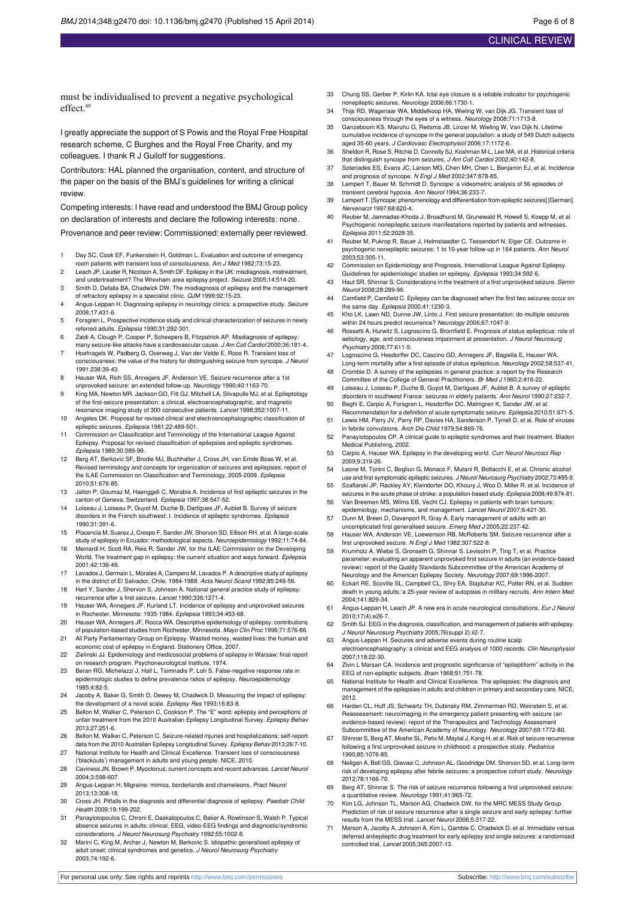must be individualised to prevent a negative psychological effect.[89]

I greatly appreciate the support of S Powis and the Royal Free Hospital research scheme, C Burghes and the Royal Free Charity, and my colleagues. I thank R J Guiloff for suggestions.

Contributors: HAL planned the organisation, content, and structure of the paper on the basis of the BMJ's guidelines for writing a clinical review.

Competing interests: I have read and understood the BMJ Group policy on declaration of interests and declare the following interests: none.

Provenance and peer review: Commissioned; externally peer reviewed.

1. Day SC, Cook EF, Funkenstein H, Goldman L. Evaluation and outcome of emergency room patients with transient loss of consciousness. *Am J Med* 1982;73:15-23.
2. Leach JP, Lauder R, Nicolson A, Smith DF. Epilepsy in the UK: misdiagnosis, mistreatment, and undertreatment? The Wrexham area epilepsy project. *Seizure* 2005;14:514-20.
3. Smith D, Defalla BA, Chadwick DW. The misdiagnosis of epilepsy and the management of refractory epilepsy in a specialist clinic. *QJM* 1999;92:15-23.
4. Angus-Leppan H. Diagnosing epilepsy in neurology clinics: a prospective study. *Seizure* 2008;17:431-6.
5. Forsgren L. Prospective incidence study and clinical characterization of seizures in newly referred adults. *Epilepsia* 1990;31:292-301.
6. Zaidi A, Clough P, Cooper P, Scheepers B, Fitzpatrick AP. Misdiagnosis of epilepsy: many seizure-like attacks have a cardiovascular cause. *J Am Coll Cardiol* 2000;36:181-4.
7. Hoefnagels W, Padberg G, Overweg J, Van der Velde E, Roos R. Transient loss of consciousness: the value of the history for distinguishing seizure from syncope. *J Neurol* 1991;238:39-43.
8. Hauser WA, Rich SS, Annegers JF, Anderson VE. Seizure recurrence after a 1st unprovoked seizure: an extended follow-up. *Neurology* 1990;40:1163-70.
9. King MA, Newton MR, Jackson GD, Fitt GJ, Mitchell LA, Silvapulle MJ, et al. Epileptology of the first-seizure presentation: a clinical, electroencephalographic, and magnetic resonance imaging study of 300 consecutive patients. *Lancet* 1998;352:1007-11.
10. Angeles DK. Proposal for revised clinical and electroencephalographic classification of epileptic seizures. *Epilepsia* 1981;22:489-501.
11. Commission on Classification and Terminology of the International League Against Epilepsy. Proposal for revised classification of epilepsies and epileptic syndromes. *Epilepsia* 1989;30:389-99.
12. Berg AT, Berkovic SF, Brodie MJ, Buchhalter J, Cross JH, van Emde Boas W, et al. Revised terminology and concepts for organization of seizures and epilepsies: report of the ILAE Commission on Classification and Terminology, 2005-2009. *Epilepsia* 2010;51:676-85.
13. Jallon P, Goumaz M, Haenggeli C, Morabia A. Incidence of first epileptic seizures in the canton of Geneva, Switzerland. *Epilepsia* 1997;38:547-52.
14. Loiseau J, Loiseau P, Guyot M, Duche B, Dartigues JF, Aublet B. Survey of seizure disorders in the French southwest: I. Incidence of epileptic syndromes. *Epilepsia* 1990;31:391-6.
15. Placencia M, Suarez J, Crespo F, Sander JW, Shorvon SD, Ellison RH, et al. A large-scale study of epilepsy in Ecuador: methodological aspects. *Neuroepidemiology* 1992;11:74-84.
16. Meinardi H, Scott RA, Reis R, Sander JW, for the ILAE Commission on the Developing World. The treatment gap in epilepsy: the current situation and ways forward. *Epilepsia* 2001;42:136-49.
17. Lavados J, Germain L, Morales A, Campero M, Lavados P. A descriptive study of epilepsy in the district of El Salvador, Chile, 1984-1988. *Acta Neurol Scand* 1992;85:249-56.
18. Hart Y, Sander J, Shorvon S, Johnson A. National general practice study of epilepsy: recurrence after a first seizure. *Lancet* 1990;336:1271-4.
19. Hauser WA, Annegers JF, Kurland LT. Incidence of epilepsy and unprovoked seizures in Rochester, Minnesota: 1935-1984. *Epilepsia* 1993;34:453-68.
20. Hauser WA, Annegers JF, Rocca WA. Descriptive epidemiology of epilepsy: contributions of population-based studies from Rochester, Minnesota. *Mayo Clin Proc* 1996;71:576-86.
21. All Party Parliamentary Group on Epilepsy. Wasted money, wasted lives: the human and economic cost of epilepsy in England. Stationery Office, 2007.
22. Zielinski JJ. Epidemiology and medicosocial problems of epilepsy in Warsaw: final report on research program. Psychoneurological Institute, 1974.
23. Beran RG, Michelazzi J, Hall L, Tsimnadis P, Loh S. False-negative response rate in epidemiologic studies to define prevalence ratios of epilepsy. *Neuroepidemiology* 1985;4:82-5.
24. Jacoby A, Baker G, Smith D, Dewey M, Chadwick D. Measuring the impact of epilepsy: the development of a novel scale. *Epilepsy Res* 1993;16:83-8.
25. Bellon M, Walker C, Peterson C, Cookson P. The "E" word: epilepsy and perceptions of unfair treatment from the 2010 Australian Epilepsy Longitudinal Survey. *Epilepsy Behav* 2013;27:251-6.
26. Bellon M, Walker C, Peterson C. Seizure-related injuries and hospitalizations: self-report data from the 2010 Australian Epilepsy Longitudinal Survey. *Epilepsy Behav* 2013;26:7-10.
27. National Institute for Health and Clinical Excellence. Transient loss of consciousness ('blackouts') management in adults and young people. NICE, 2010.
28. Caviness JN, Brown P. Myoclonus: current concepts and recent advances. *Lancet Neurol* 2004;3:598-607.
29. Angus-Leppan H. Migraine: mimics, borderlands and chameleons. *Pract Neurol* 2013;13:308-18.
30. Cross JH. Pitfalls in the diagnosis and differential diagnosis of epilepsy. *Paediatr Child Health* 2009;19:199-202.
31. Panayiotopoulos C, Chroni E, Daskalopoulos C, Baker A, Rowlinson S, Walsh P. Typical absence seizures in adults: clinical, EEG, video-EEG findings and diagnostic/syndromic considerations. *J Neurol Neurosurg Psychiatry* 1992;55:1002-8.
32. Marini C, King M, Archer J, Newton M, Berkovic S. Idiopathic generalised epilepsy of adult onset: clinical syndromes and genetics. *J Neurol Neurosurg Psychiatry* 2003;74:192-6.
33. Chung SS, Gerber P, Kirlin KA. Ictal eye closure is a reliable indicator for psychogenic nonepileptic seizures. *Neurology* 2006;66:1730-1.
34. Thijs RD, Wagenaar WA, Middelkoop HA, Wieling W, van Dijk JG. Transient loss of consciousness through the eyes of a witness. *Neurology* 2008;71:1713-8.
35. Ganzeboom KS, Mairuhu G, Reitsma JB, Linzer M, Wieling W, Van Dijk N. Lifetime cumulative incidence of syncope in the general population: a study of 549 Dutch subjects aged 35-60 years. *J Cardiovasc Electrophysiol* 2006;17:1172-6.
36. Sheldon R, Rose S, Ritchie D, Connolly SJ, Koshman M-L, Lee MA, et al. Historical criteria that distinguish syncope from seizures. *J Am Coll Cardiol* 2002;40:142-8.
37. Soteriades ES, Evans JC, Larson MG, Chen MH, Chen L, Benjamin EJ, et al. Incidence and prognosis of syncope. *N Engl J Med* 2002;347:878-85.
38. Lempert T, Bauer M, Schmidt D. Syncope: a videometric analysis of 56 episodes of transient cerebral hypoxia. *Ann Neurol* 1994;36:233-7.
39. Lempert T. [Syncope: phenomenology and differentiation from epileptic seizures] [German]. *Nervenarzt* 1997;68:620-4.
40. Reuber M, Jamnadas-Khoda J, Broadhurst M, Grunewald R, Howell S, Koepp M, et al. Psychogenic nonepileptic seizure manifestations reported by patients and witnesses. *Epilepsia* 2011;52:2028-35.
41. Reuber M, Pukrop R, Bauer J, Helmstaedter C, Tessendorf N, Elger CE. Outcome in psychogenic nonepileptic seizures: 1 to 10-year follow-up in 164 patients. *Ann Neurol* 2003;53:305-11.
42. Commission on Epidemiology and Prognosis, International League Against Epilepsy. Guidelines for epidemiologic studies on epilepsy. *Epilepsia* 1993;34:592-6.
43. Haut SR, Shinnar S. Considerations in the treatment of a first unprovoked seizure. *Semin Neurol* 2008;28:289-96.
44. Camfield P, Camfield C. Epilepsy can be diagnosed when the first two seizures occur on the same day. *Epilepsia* 2000;41:1230-3.
45. Kho LK, Lawn ND, Dunne JW, Linto J. First seizure presentation: do multiple seizures within 24 hours predict recurrence? *Neurology* 2006;67:1047-9.
46. Rossetti A, Hurwitz S, Logroscino G, Bromfield E. Prognosis of status epilepticus: role of aetiology, age, and consciousness impairment at presentation. *J Neurol Neurosurg Psychiatry* 2006;77:611-5.
47. Logroscino G, Hesdorffer DC, Cascino GD, Annegers JF, Bagiella E, Hauser WA. Long-term mortality after a first episode of status epilepticus. *Neurology* 2002;58:537-41.
48. Crombie D. A survey of the epilepsies in general practice: a report by the Research Committee of the College of General Practitioners. *Br Med J* 1960;2:416-22.
49. Loiseau J, Loiseau P, Duche B, Guyot M, Dartigues JF, Aublet B. A survey of epileptic disorders in southwest France: seizures in elderly patients. *Ann Neurol* 1990;27:232-7.
50. Beghi E, Carpio A, Forsgren L, Hesdorffer DC, Malmgren K, Sander JW, et al. Recommendation for a definition of acute symptomatic seizure. *Epilepsia* 2010;51:671-5.
51. Lewis HM, Parry JV, Parry RP, Davies HA, Sanderson P, Tyrrell D, et al. Role of viruses in febrile convulsions. *Arch Dis Child* 1979;54:869-76.
52. Panayiotopoulos CP. A clinical guide to epileptic syndromes and their treatment. Bladon Medical Publishing, 2002.
53. Carpio A, Hauser WA. Epilepsy in the developing world. *Curr Neurol Neurosci Rep* 2009;9:319-26.
54. Leone M, Tonini C, Bogliun G, Monaco F, Mutani R, Bottacchi E, et al. Chronic alcohol use and first symptomatic epileptic seizures. *J Neurol Neurosurg Psychiatry* 2002;73:495-9.
55. Szaflarski JP, Rackley AY, Kleindorfer DO, Khoury J, Woo D, Miller R, et al. Incidence of seizures in the acute phase of stroke: a population-based study. *Epilepsia* 2008;49:974-81.
56. Van Breemen MS, Wilms EB, Vecht CJ. Epilepsy in patients with brain tumours: epidemiology, mechanisms, and management. *Lancet Neurol* 2007;6:421-30.
57. Dunn M, Breen D, Davenport R, Gray A. Early management of adults with an uncomplicated first generalised seizure. *Emerg Med J* 2005;22:237-42.
58. Hauser WA, Anderson VE, Loewenson RB, McRoberts SM. Seizure recurrence after a first unprovoked seizure. *N Engl J Med* 1982;307:522-8.
59. Krumholz A, Wiebe S, Gronseth G, Shinnar S, Levisohn P, Ting T, et al. Practice parameter: evaluating an apparent unprovoked first seizure in adults (an evidence-based review): report of the Quality Standards Subcommittee of the American Academy of Neurology and the American Epilepsy Society. *Neurology* 2007;69:1996-2007.
60. Eckart RE, Scoville SL, Campbell CL, Shry EA, Stajduhar KC, Potter RN, et al. Sudden death in young adults: a 25-year review of autopsies in military recruits. *Ann Intern Med* 2004;141:829-34.
61. Angus-Leppan H, Leach JP. A new era in acute neurological consultations. *Eur J Neurol* 2010;17(4):e26-7.
62. Smith SJ. EEG in the diagnosis, classification, and management of patients with epilepsy. *J Neurol Neurosurg Psychiatry* 2005;76(suppl 2):ii2-7.
63. Angus-Leppan H. Seizures and adverse events during routine scalp electroencephalography: a clinical and EEG analysis of 1000 records. *Clin Neurophysiol* 2007;118:22-30.
64. Zivin L Marsan CA. Incidence and prognostic significance of "epileptiform" activity in the EEG of non-epileptic subjects. *Brain* 1968;91:751-78.
65. National Institute for Health and Clinical Excellence. The epilepsies: the diagnosis and management of the epilepsies in adults and children in primary and secondary care. NICE, 2012.
66. Harden CL, Huff JS, Schwartz TH, Dubinsky RM, Zimmerman RD, Weinstein S, et al. Reassessment: neuroimaging in the emergency patient presenting with seizure (an evidence-based review): report of the Therapeutics and Technology Assessment Subcommittee of the American Academy of Neurology. *Neurology* 2007;69:1772-80.
67. Shinnar S, Berg AT, Moshe SL, Petix M, Maytal J, Kang H, et al. Risk of seizure recurrence following a first unprovoked seizure in childhood: a prospective study. *Pediatrics* 1990;85:1076-85.
68. Neligan A, Bell GS, Giavasi C, Johnson AL, Goodridge DM, Shorvon SD, et al. Long-term risk of developing epilepsy after febrile seizures: a prospective cohort study. *Neurology* 2012;78:1166-70.
69. Berg AT, Shinnar S. The risk of seizure recurrence following a first unprovoked seizure: a quantitative review. *Neurology* 1991;41:965-72.
70. Kim LG, Johnson TL, Marson AG, Chadwick DW, for the MRC MESS Study Group. Prediction of risk of seizure recurrence after a single seizure and early epilepsy: further results from the MESS trial. *Lancet Neurol* 2006;5:317-22.
71. Marson A, Jacoby A, Johnson A, Kim L, Gamble C, Chadwick D, et al. Immediate versus deferred antiepileptic drug treatment for early epilepsy and single seizures: a randomised controlled trial. *Lancet* 2005;365:2007-13.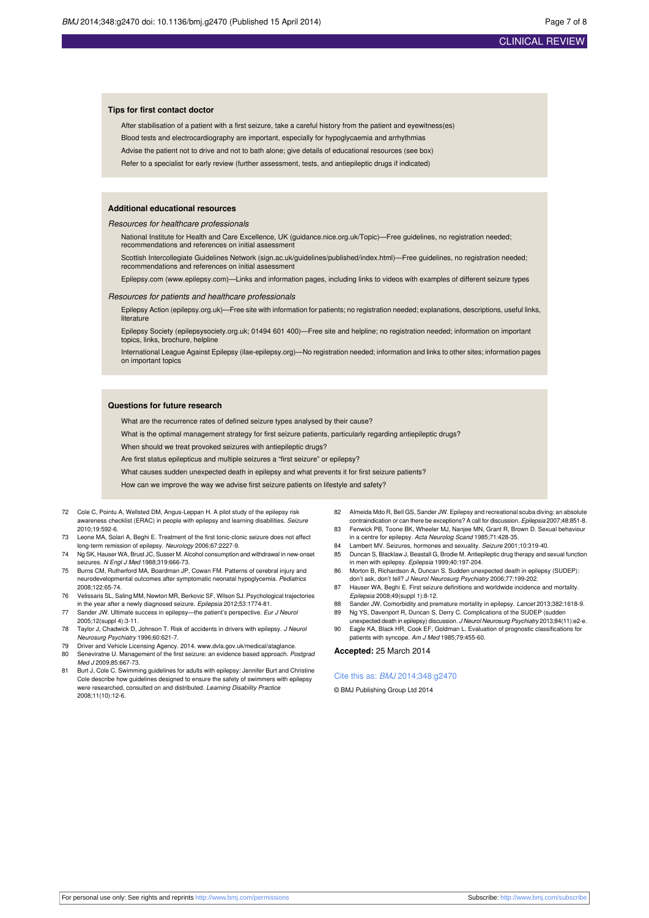### Tips for first contact doctor

After stabilisation of a patient with a first seizure, take a careful history from the patient and eyewitness(es)

Blood tests and electrocardiography are important, especially for hypoglycaemia and arrhythmias

Advise the patient not to drive and not to bath alone; give details of educational resources (see box)

Refer to a specialist for early review (further assessment, tests, and antiepileptic drugs if indicated)

### Additional educational resources

*Resources for healthcare professionals*

National Institute for Health and Care Excellence, UK (guidance.nice.org.uk/Topic)—Free guidelines, no registration needed; recommendations and references on initial assessment

Scottish Intercollegiate Guidelines Network (sign.ac.uk/guidelines/published/index.html)—Free guidelines, no registration needed; recommendations and references on initial assessment

Epilepsy.com (www.epilepsy.com)—Links and information pages, including links to videos with examples of different seizure types

*Resources for patients and healthcare professionals*

Epilepsy Action (epilepsy.org.uk)—Free site with information for patients; no registration needed; explanations, descriptions, useful links, literature

Epilepsy Society (epilepsysociety.org.uk; 01494 601 400)—Free site and helpline; no registration needed; information on important topics, links, brochure, helpline

International League Against Epilepsy (ilae-epilepsy.org)—No registration needed; information and links to other sites; information pages on important topics

### Questions for future research

What are the recurrence rates of defined seizure types analysed by their cause?

What is the optimal management strategy for first seizure patients, particularly regarding antiepileptic drugs?

When should we treat provoked seizures with antiepileptic drugs?

Are first status epilepticus and multiple seizures a "first seizure" or epilepsy?

What causes sudden unexpected death in epilepsy and what prevents it for first seizure patients?

How can we improve the way we advise first seizure patients on lifestyle and safety?

72 Cole C, Pointu A, Wellsted DM, Angus-Leppan H. A pilot study of the epilepsy risk awareness checklist (ERAC) in people with epilepsy and learning disabilities. *Seizure* 2010;19:592-6.

73 Leone MA, Solari A, Beghi E. Treatment of the first tonic-clonic seizure does not affect long-term remission of epilepsy. *Neurology* 2006;67:2227-9.

74 Ng SK, Hauser WA, Brust JC, Susser M. Alcohol consumption and withdrawal in new-onset seizures. *N Engl J Med* 1988;319:666-73.

75 Burns CM, Rutherford MA, Boardman JP, Cowan FM. Patterns of cerebral injury and neurodevelopmental outcomes after symptomatic neonatal hypoglycemia. *Pediatrics* 2008;122:65-74.

76 Velissaris SL, Saling MM, Newton MR, Berkovic SF, Wilson SJ. Psychological trajectories in the year after a newly diagnosed seizure. *Epilepsia* 2012;53:1774-81.

77 Sander JW. Ultimate success in epilepsy—the patient's perspective. *Eur J Neurol* 2005;12(suppl 4):3-11.

78 Taylor J, Chadwick D, Johnson T. Risk of accidents in drivers with epilepsy. *J Neurol Neurosurg Psychiatry* 1996;60:621-7.

79 Driver and Vehicle Licensing Agency. 2014. www.dvla.gov.uk/medical/ataglance.

80 Seneviratne U. Management of the first seizure: an evidence based approach. *Postgrad Med J* 2009;85:667-73.

81 Burt J, Cole C. Swimming guidelines for adults with epilepsy: Jennifer Burt and Christine Cole describe how guidelines designed to ensure the safety of swimmers with epilepsy were researched, consulted on and distributed. *Learning Disability Practice* 2008;11(10):12-6.

82 Almeida Mdo R, Bell GS, Sander JW. Epilepsy and recreational scuba diving: an absolute contraindication or can there be exceptions? A call for discussion. *Epilepsia* 2007;48:851-8.

83 Fenwick PB, Toone BK, Wheeler MJ, Nanjee MN, Grant R, Brown D. Sexual behaviour in a centre for epilepsy. *Acta Neurolog Scand* 1985;71:428-35.

84 Lambert MV. Seizures, hormones and sexuality. *Seizure* 2001;10:319-40.

85 Duncan S, Blacklaw J, Beastall G, Brodie M. Antiepileptic drug therapy and sexual function in men with epilepsy. *Epilepsia* 1999;40:197-204.

86 Morton B, Richardson A, Duncan S. Sudden unexpected death in epilepsy (SUDEP): don't ask, don't tell? *J Neurol Neurosurg Psychiatry* 2006;77:199-202.

87 Hauser WA, Beghi E. First seizure definitions and worldwide incidence and mortality. *Epilepsia* 2008;49(suppl 1):8-12.

88 Sander JW. Comorbidity and premature mortality in epilepsy. *Lancet* 2013;382:1618-9.

89 Ng YS, Davenport R, Duncan S, Derry C. Complications of the SUDEP (sudden unexpected death in epilepsy) discussion. *J Neurol Neurosurg Psychiatry* 2013;84(11):e2-e.

90 Eagle KA, Black HR, Cook EF, Goldman L. Evaluation of prognostic classifications for patients with syncope. *Am J Med* 1985;79:455-60.

**Accepted:** 25 March 2014

Cite this as: *BMJ* 2014;348:g2470

© BMJ Publishing Group Ltd 2014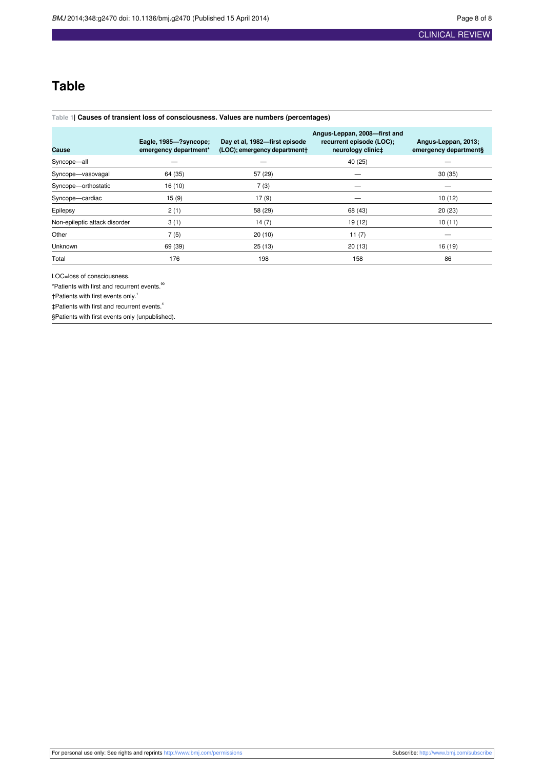# Table

**Table 1| Causes of transient loss of consciousness. Values are numbers (percentages)**

| Cause | Eagle, 1985—?syncope; emergency department* | Day et al, 1982—first episode (LOC); emergency department† | Angus-Leppan, 2008—first and recurrent episode (LOC); neurology clinic‡ | Angus-Leppan, 2013; emergency department§ |
|---|---|---|---|---|
| Syncope—all | — | — | 40 (25) | — |
| Syncope—vasovagal | 64 (35) | 57 (29) | — | 30 (35) |
| Syncope—orthostatic | 16 (10) | 7 (3) | — | — |
| Syncope—cardiac | 15 (9) | 17 (9) | — | 10 (12) |
| Epilepsy | 2 (1) | 58 (29) | 68 (43) | 20 (23) |
| Non-epileptic attack disorder | 3 (1) | 14 (7) | 19 (12) | 10 (11) |
| Other | 7 (5) | 20 (10) | 11 (7) | — |
| Unknown | 69 (39) | 25 (13) | 20 (13) | 16 (19) |
| Total | 176 | 198 | 158 | 86 |

LOC=loss of consciousness.

*Patients with first and recurrent events.[90]

†Patients with first events only.[1]

‡Patients with first and recurrent events.[4]

§Patients with first events only (unpublished).